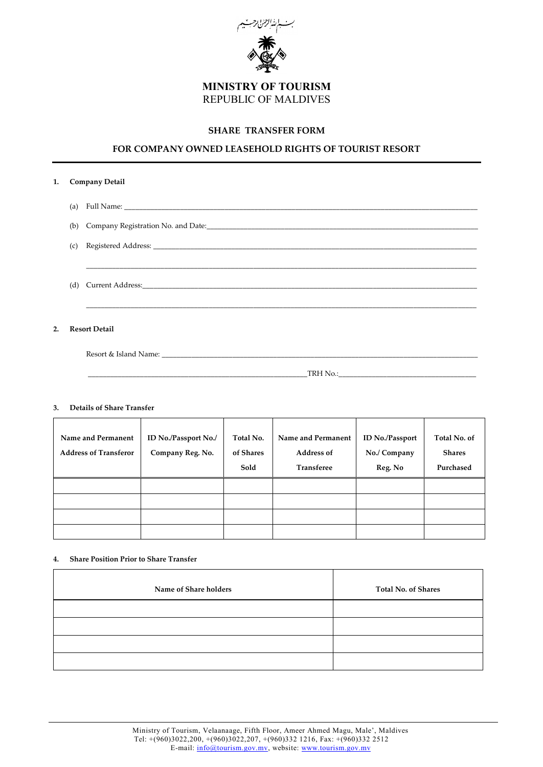بسم الله الرحمن الرحيم

**MINISTRY OF TOURISM**
REPUBLIC OF MALDIVES

## SHARE TRANSFER FORM

## FOR COMPANY OWNED LEASEHOLD RIGHTS OF TOURIST RESORT

---

**1. Company Detail**

(a) Full Name: ____________________________________________________________

(b) Company Registration No. and Date:__________________________________________

(c) Registered Address: _______________________________________________________

_____________________________________________________________________

(d) Current Address:__________________________________________________________

_____________________________________________________________________

**2. Resort Detail**

Resort & Island Name: _________________________________________________________

_______________________________________TRH No.:_________________________

**3. Details of Share Transfer**

| Name and Permanent Address of Transferor | ID No./Passport No./ Company Reg. No. | Total No. of Shares Sold | Name and Permanent Address of Transferee | ID No./Passport No./ Company Reg. No | Total No. of Shares Purchased |
|---|---|---|---|---|---|
| | | | | | |
| | | | | | |
| | | | | | |
| | | | | | |

**4. Share Position Prior to Share Transfer**

| Name of Share holders | Total No. of Shares |
|---|---|
| | |
| | |
| | |
| | |

Ministry of Tourism, Velaanaage, Fifth Floor, Ameer Ahmed Magu, Male', Maldives
Tel: +(960)3022,200, +(960)3022,207, +(960)332 1216, Fax: +(960)332 2512
E-mail: info@tourism.gov.mv, website: www.tourism.gov.mv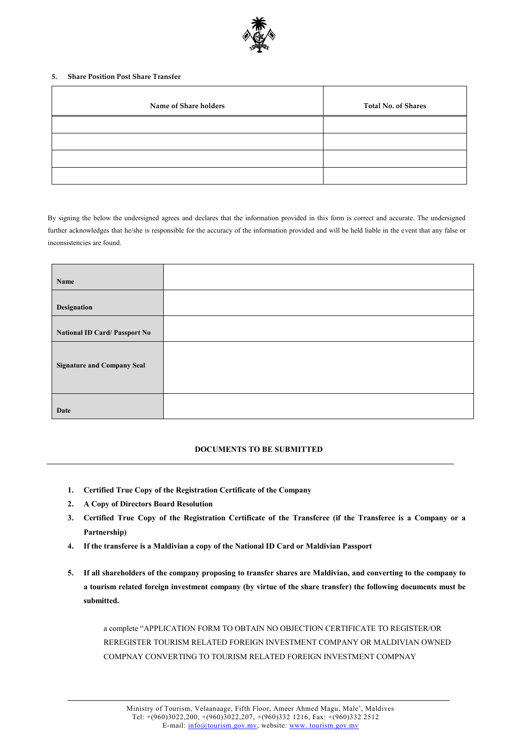**5. Share Position Post Share Transfer**

| Name of Share holders | Total No. of Shares |
| --- | --- |
| | |
| | |
| | |
| | |

By signing the below the undersigned agrees and declares that the information provided in this form is correct and accurate. The undersigned further acknowledges that he/she is responsible for the accuracy of the information provided and will be held liable in the event that any false or inconsistencies are found.

| | |
| --- | --- |
| **Name** | |
| **Designation** | |
| **National ID Card/ Passport No** | |
| **Signature and Company Seal** | |
| **Date** | |

## DOCUMENTS TO BE SUBMITTED

1. **Certified True Copy of the Registration Certificate of the Company**
2. **A Copy of Directors Board Resolution**
3. **Certified True Copy of the Registration Certificate of the Transferee (if the Transferee is a Company or a Partnership)**
4. **If the transferee is a Maldivian a copy of the National ID Card or Maldivian Passport**
5. **If all shareholders of the company proposing to transfer shares are Maldivian, and converting to the company to a tourism related foreign investment company (by virtue of the share transfer) the following documents must be submitted.**

   a complete "APPLICATION FORM TO OBTAIN NO OBJECTION CERTIFICATE TO REGISTER/OR REREGISTER TOURISM RELATED FOREIGN INVESTMENT COMPANY OR MALDIVIAN OWNED COMPNAY CONVERTING TO TOURISM RELATED FOREIGN INVESTMENT COMPNAY

Ministry of Tourism, Velaanaage, Fifth Floor, Ameer Ahmed Magu, Male', Maldives
Tel: +(960)3022,200, +(960)3022,207, +(960)332 1216, Fax: +(960)332 2512
E-mail: info@tourism.gov.mv, website: www. tourism.gov.mv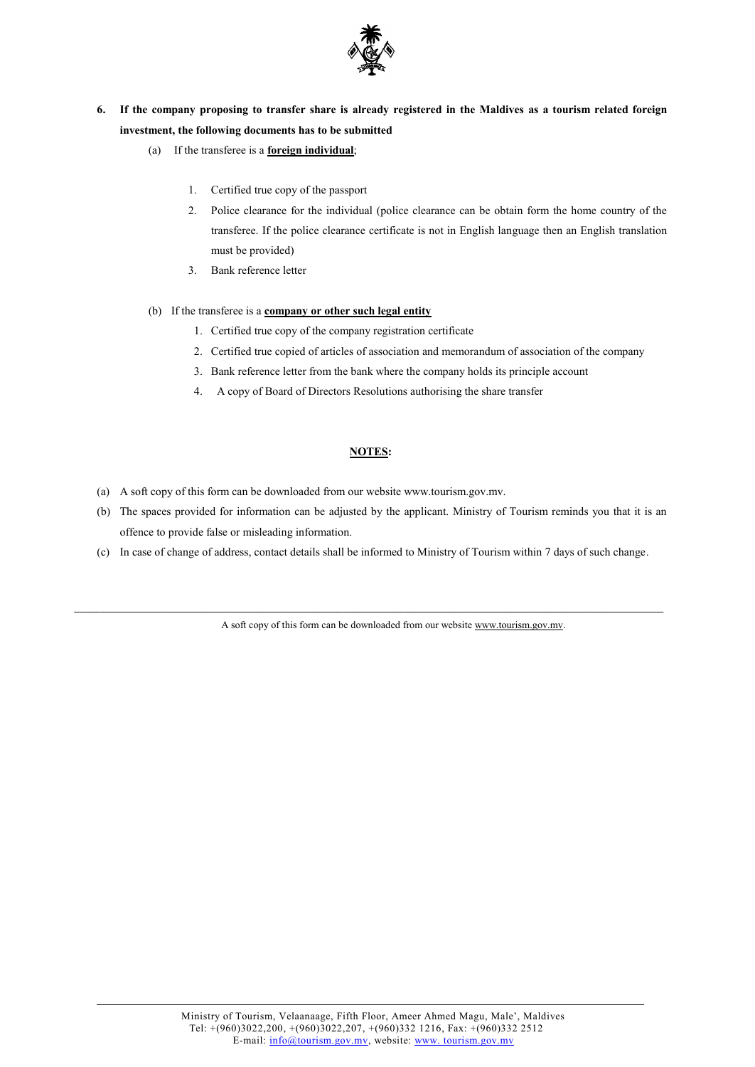**6. If the company proposing to transfer share is already registered in the Maldives as a tourism related foreign investment, the following documents has to be submitted**

(a) If the transferee is a **foreign individual**;

1. Certified true copy of the passport
2. Police clearance for the individual (police clearance can be obtain form the home country of the transferee. If the police clearance certificate is not in English language then an English translation must be provided)
3. Bank reference letter

(b) If the transferee is a **company or other such legal entity**

1. Certified true copy of the company registration certificate
2. Certified true copied of articles of association and memorandum of association of the company
3. Bank reference letter from the bank where the company holds its principle account
4. A copy of Board of Directors Resolutions authorising the share transfer

**NOTES:**

(a) A soft copy of this form can be downloaded from our website www.tourism.gov.mv.

(b) The spaces provided for information can be adjusted by the applicant. Ministry of Tourism reminds you that it is an offence to provide false or misleading information.

(c) In case of change of address, contact details shall be informed to Ministry of Tourism within 7 days of such change.